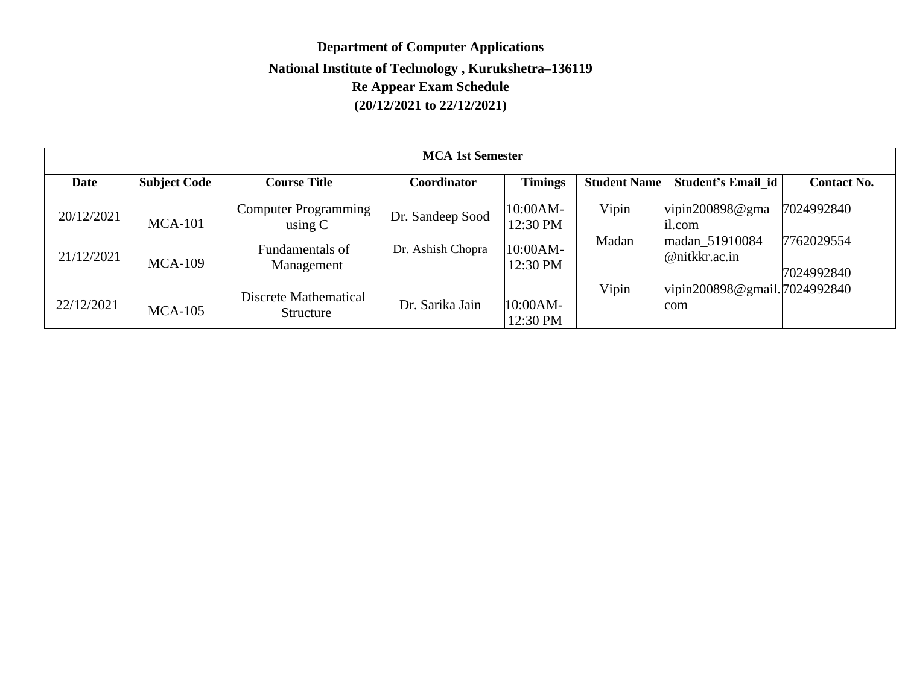**Department of Computer Applications**

**National Institute of Technology , Kurukshetra–136119**

**Re Appear Exam Schedule**

**(20/12/2021 to 22/12/2021)**

| **MCA 1st Semester** | | | | | | | |
|---|---|---|---|---|---|---|---|
| **Date** | **Subject Code** | **Course Title** | **Coordinator** | **Timings** | **Student Name** | **Student's Email_id** | **Contact No.** |
| 20/12/2021 | MCA-101 | Computer Programming using C | Dr. Sandeep Sood | 10:00AM-12:30 PM | Vipin | vipin200898@gmail.com | 7024992840 |
| 21/12/2021 | MCA-109 | Fundamentals of Management | Dr. Ashish Chopra | 10:00AM-12:30 PM | Madan | madan_51910084@nitkkr.ac.in | 7762029554 7024992840 |
| 22/12/2021 | MCA-105 | Discrete Mathematical Structure | Dr. Sarika Jain | 10:00AM-12:30 PM | Vipin | vipin200898@gmail.com | 7024992840 |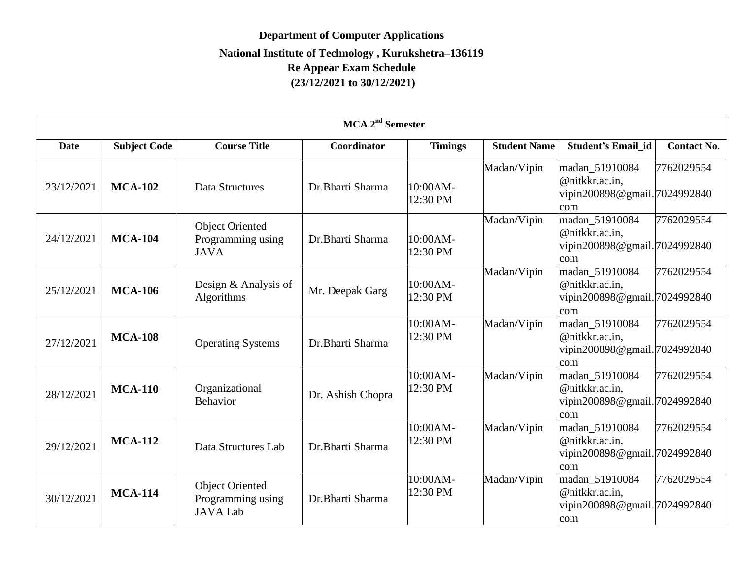**Department of Computer Applications**

**National Institute of Technology , Kurukshetra–136119**

**Re Appear Exam Schedule**

**(23/12/2021 to 30/12/2021)**

| **MCA 2nd Semester** | | | | | | | |
|---|---|---|---|---|---|---|---|
| **Date** | **Subject Code** | **Course Title** | **Coordinator** | **Timings** | **Student Name** | **Student's Email_id** | **Contact No.** |
| 23/12/2021 | **MCA-102** | Data Structures | Dr.Bharti Sharma | 10:00AM-12:30 PM | Madan/Vipin | madan_51910084 @nitkkr.ac.in, vipin200898@gmail.com | 7762029554 7024992840 |
| 24/12/2021 | **MCA-104** | Object Oriented Programming using JAVA | Dr.Bharti Sharma | 10:00AM-12:30 PM | Madan/Vipin | madan_51910084 @nitkkr.ac.in, vipin200898@gmail.com | 7762029554 7024992840 |
| 25/12/2021 | **MCA-106** | Design & Analysis of Algorithms | Mr. Deepak Garg | 10:00AM-12:30 PM | Madan/Vipin | madan_51910084 @nitkkr.ac.in, vipin200898@gmail.com | 7762029554 7024992840 |
| 27/12/2021 | **MCA-108** | Operating Systems | Dr.Bharti Sharma | 10:00AM-12:30 PM | Madan/Vipin | madan_51910084 @nitkkr.ac.in, vipin200898@gmail.com | 7762029554 7024992840 |
| 28/12/2021 | **MCA-110** | Organizational Behavior | Dr. Ashish Chopra | 10:00AM-12:30 PM | Madan/Vipin | madan_51910084 @nitkkr.ac.in, vipin200898@gmail.com | 7762029554 7024992840 |
| 29/12/2021 | **MCA-112** | Data Structures Lab | Dr.Bharti Sharma | 10:00AM-12:30 PM | Madan/Vipin | madan_51910084 @nitkkr.ac.in, vipin200898@gmail.com | 7762029554 7024992840 |
| 30/12/2021 | **MCA-114** | Object Oriented Programming using JAVA Lab | Dr.Bharti Sharma | 10:00AM-12:30 PM | Madan/Vipin | madan_51910084 @nitkkr.ac.in, vipin200898@gmail.com | 7762029554 7024992840 |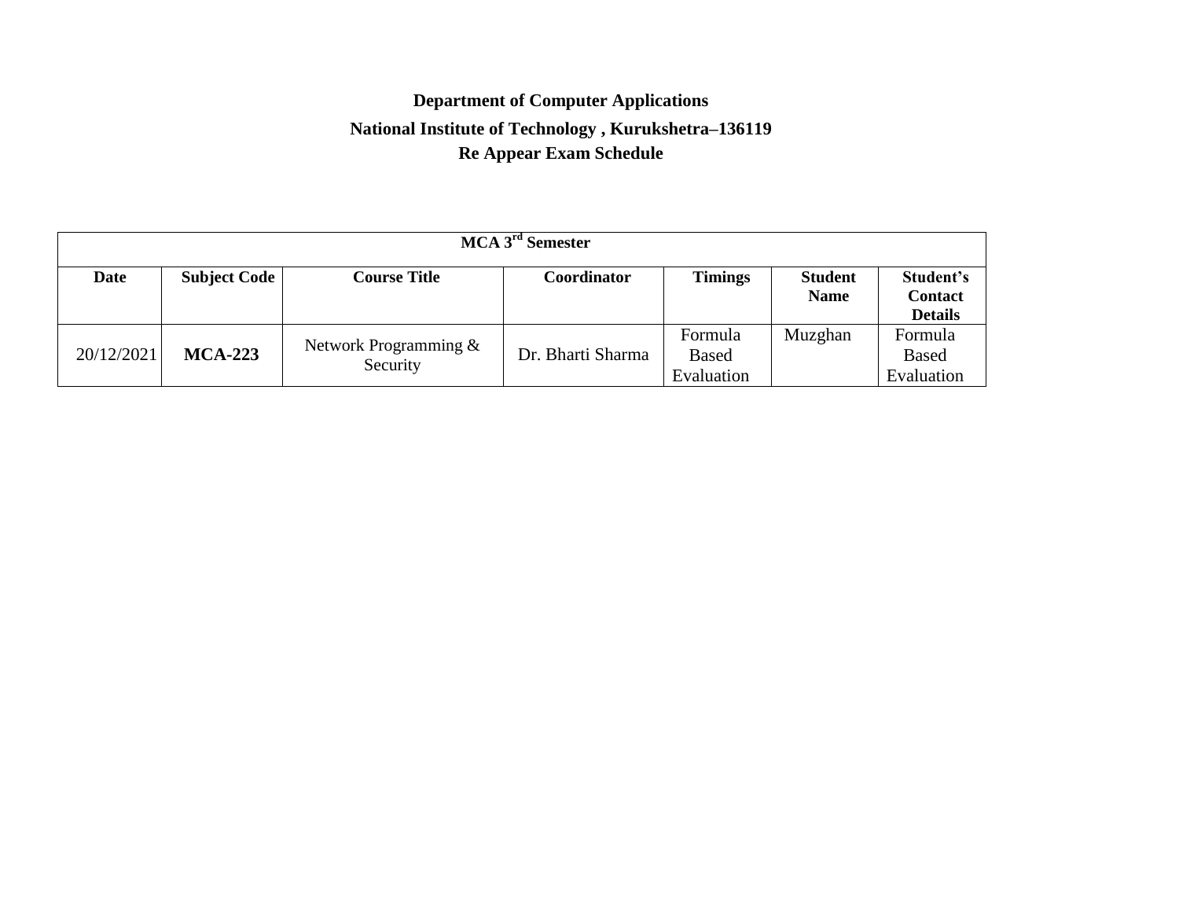**Department of Computer Applications**

**National Institute of Technology , Kurukshetra–136119**

**Re Appear Exam Schedule**

| **MCA 3rd Semester** | | | | | | |
|---|---|---|---|---|---|---|
| **Date** | **Subject Code** | **Course Title** | **Coordinator** | **Timings** | **Student Name** | **Student's Contact Details** |
| 20/12/2021 | **MCA-223** | Network Programming & Security | Dr. Bharti Sharma | Formula Based Evaluation | Muzghan | Formula Based Evaluation |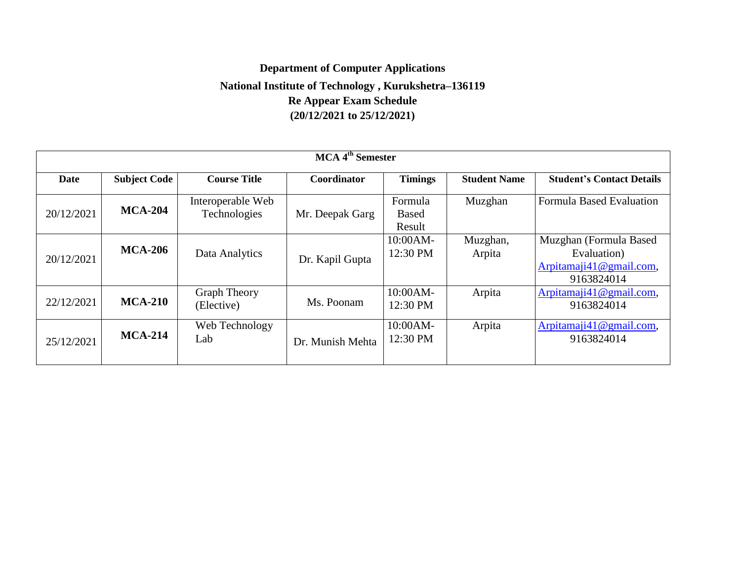**Department of Computer Applications**

**National Institute of Technology , Kurukshetra–136119**

**Re Appear Exam Schedule**

**(20/12/2021 to 25/12/2021)**

| **MCA 4th Semester** | | | | | | |
|---|---|---|---|---|---|---|
| **Date** | **Subject Code** | **Course Title** | **Coordinator** | **Timings** | **Student Name** | **Student's Contact Details** |
| 20/12/2021 | **MCA-204** | Interoperable Web Technologies | Mr. Deepak Garg | Formula Based Result | Muzghan | Formula Based Evaluation |
| 20/12/2021 | **MCA-206** | Data Analytics | Dr. Kapil Gupta | 10:00AM-12:30 PM | Muzghan, Arpita | Muzghan (Formula Based Evaluation) Arpitamaji41@gmail.com, 9163824014 |
| 22/12/2021 | **MCA-210** | Graph Theory (Elective) | Ms. Poonam | 10:00AM-12:30 PM | Arpita | Arpitamaji41@gmail.com, 9163824014 |
| 25/12/2021 | **MCA-214** | Web Technology Lab | Dr. Munish Mehta | 10:00AM-12:30 PM | Arpita | Arpitamaji41@gmail.com, 9163824014 |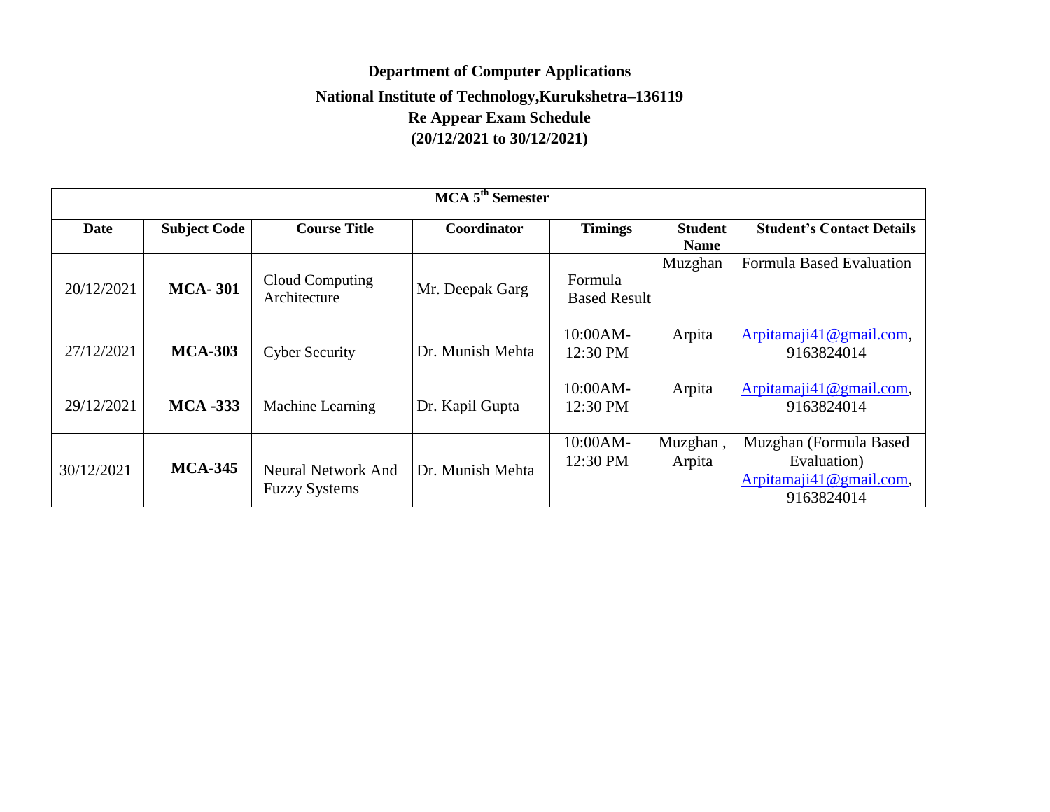**Department of Computer Applications**

**National Institute of Technology,Kurukshetra–136119**

**Re Appear Exam Schedule**

**(20/12/2021 to 30/12/2021)**

| MCA 5th Semester | | | | | | |
|---|---|---|---|---|---|---|
| **Date** | **Subject Code** | **Course Title** | **Coordinator** | **Timings** | **Student Name** | **Student's Contact Details** |
| 20/12/2021 | **MCA- 301** | Cloud Computing Architecture | Mr. Deepak Garg | Formula Based Result | Muzghan | Formula Based Evaluation |
| 27/12/2021 | **MCA-303** | Cyber Security | Dr. Munish Mehta | 10:00AM-12:30 PM | Arpita | Arpitamaji41@gmail.com, 9163824014 |
| 29/12/2021 | **MCA -333** | Machine Learning | Dr. Kapil Gupta | 10:00AM-12:30 PM | Arpita | Arpitamaji41@gmail.com, 9163824014 |
| 30/12/2021 | **MCA-345** | Neural Network And Fuzzy Systems | Dr. Munish Mehta | 10:00AM-12:30 PM | Muzghan , Arpita | Muzghan (Formula Based Evaluation) Arpitamaji41@gmail.com, 9163824014 |